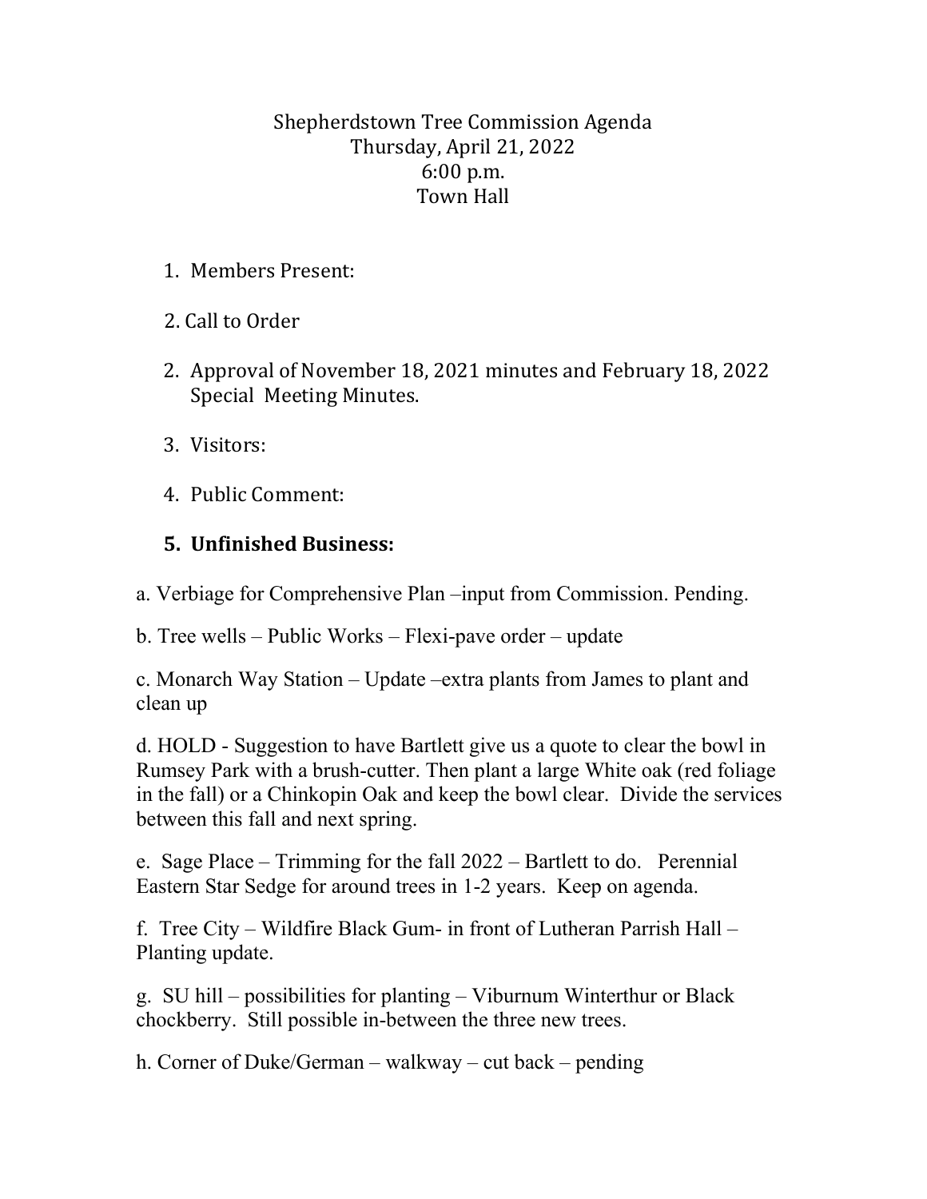Shepherdstown Tree Commission Agenda
Thursday, April 21, 2022
6:00 p.m.
Town Hall

1. Members Present:

2. Call to Order

2. Approval of November 18, 2021 minutes and February 18, 2022 Special Meeting Minutes.

3. Visitors:

4. Public Comment:

5. **Unfinished Business:**

a. Verbiage for Comprehensive Plan –input from Commission. Pending.

b. Tree wells – Public Works – Flexi-pave order – update

c. Monarch Way Station – Update –extra plants from James to plant and clean up

d. HOLD - Suggestion to have Bartlett give us a quote to clear the bowl in Rumsey Park with a brush-cutter. Then plant a large White oak (red foliage in the fall) or a Chinkopin Oak and keep the bowl clear. Divide the services between this fall and next spring.

e. Sage Place – Trimming for the fall 2022 – Bartlett to do. Perennial Eastern Star Sedge for around trees in 1-2 years. Keep on agenda.

f. Tree City – Wildfire Black Gum- in front of Lutheran Parrish Hall – Planting update.

g. SU hill – possibilities for planting – Viburnum Winterthur or Black chockberry. Still possible in-between the three new trees.

h. Corner of Duke/German – walkway – cut back – pending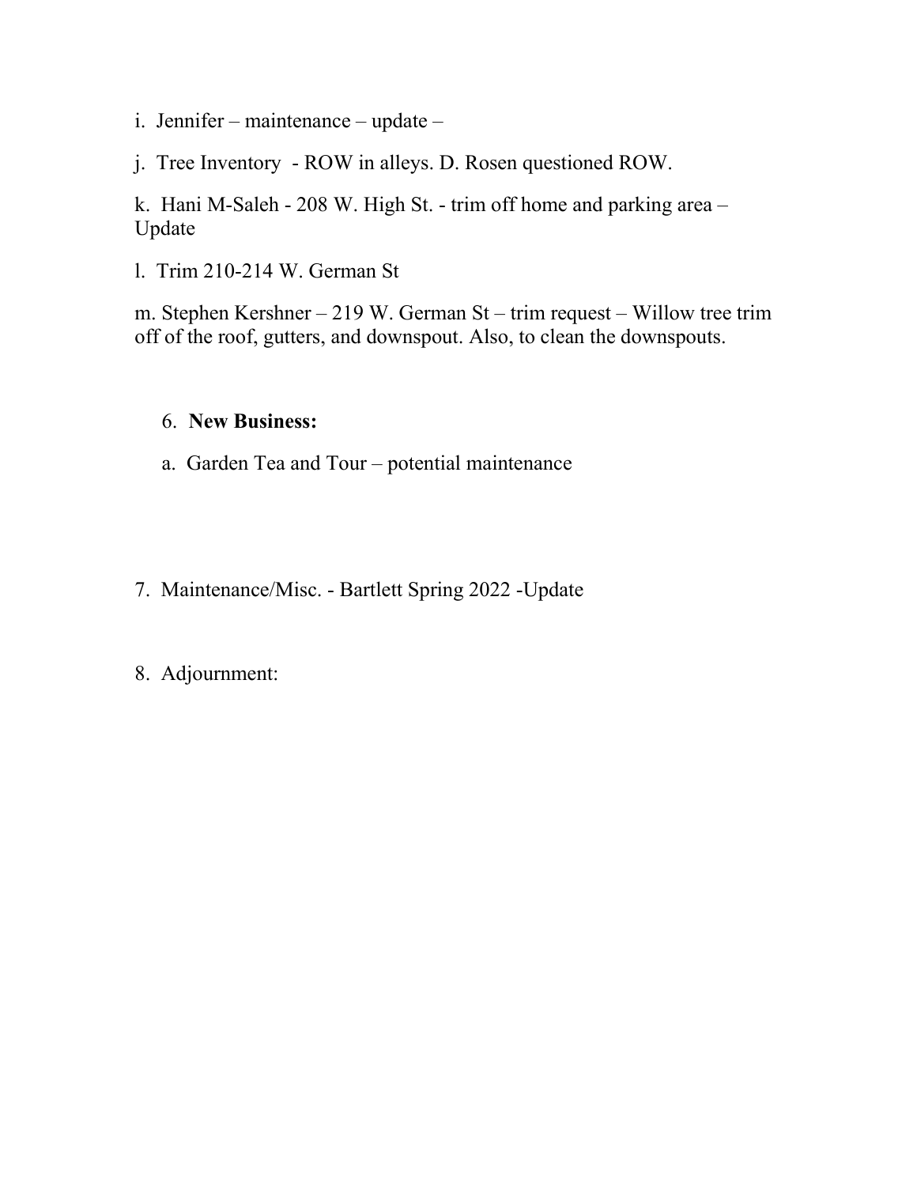i. Jennifer – maintenance – update –

j. Tree Inventory - ROW in alleys. D. Rosen questioned ROW.

k. Hani M-Saleh - 208 W. High St. - trim off home and parking area – Update

l. Trim 210-214 W. German St

m. Stephen Kershner – 219 W. German St – trim request – Willow tree trim off of the roof, gutters, and downspout. Also, to clean the downspouts.

6. **New Business:**

a. Garden Tea and Tour – potential maintenance

7. Maintenance/Misc. - Bartlett Spring 2022 -Update

8. Adjournment: